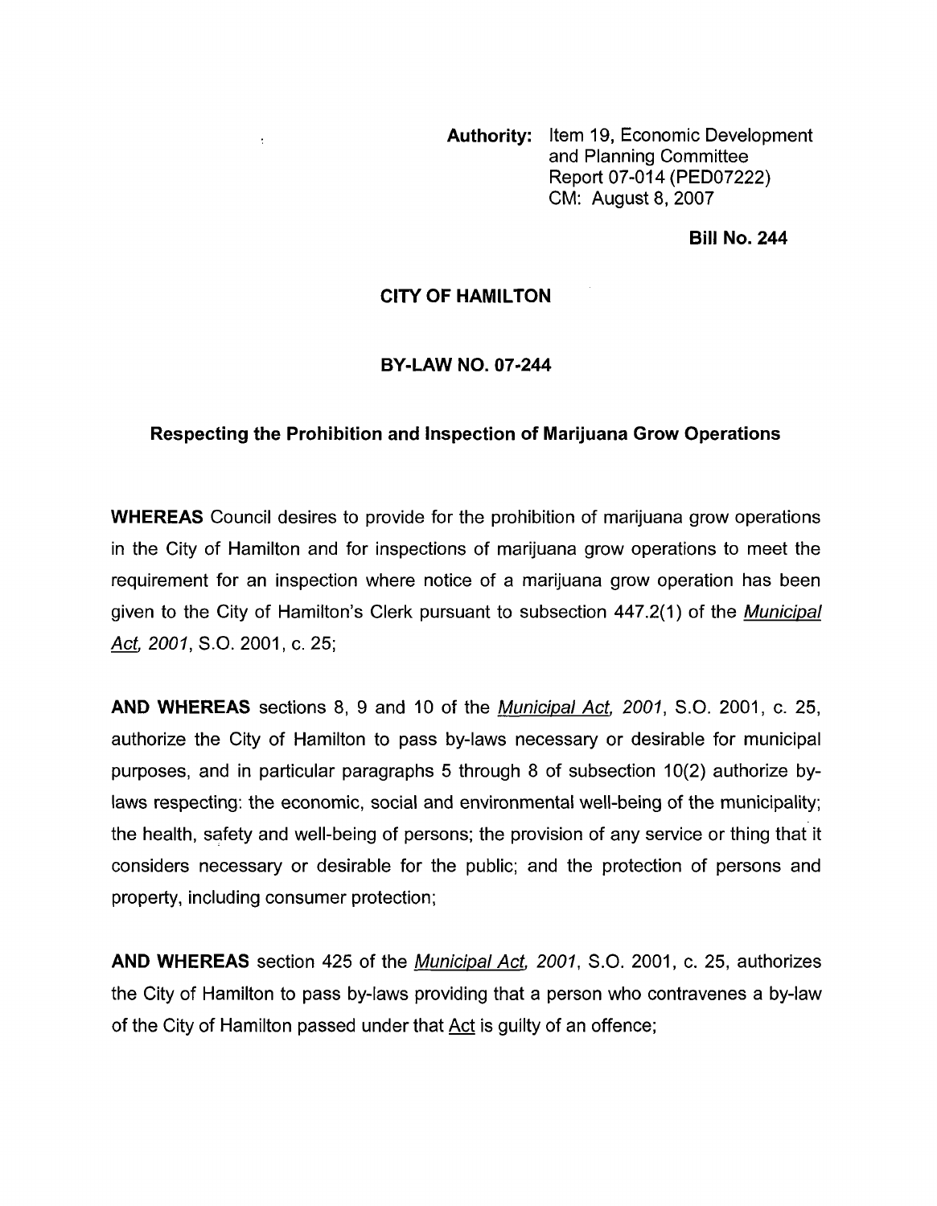**Authority:** Item 19, Economic Development and Planning Committee Report 07-014 (PED07222) CM: August 8, 2007

**Bill No. 244**

# CITY OF HAMILTON

## BY-LAW NO. 07-244

### Respecting the Prohibition and Inspection of Marijuana Grow Operations

**WHEREAS** Council desires to provide for the prohibition of marijuana grow operations in the City of Hamilton and for inspections of marijuana grow operations to meet the requirement for an inspection where notice of a marijuana grow operation has been given to the City of Hamilton's Clerk pursuant to subsection 447.2(1) of the *Municipal Act, 2001*, S.O. 2001, c. 25;

**AND WHEREAS** sections 8, 9 and 10 of the *Municipal Act, 2001*, S.O. 2001, c. 25, authorize the City of Hamilton to pass by-laws necessary or desirable for municipal purposes, and in particular paragraphs 5 through 8 of subsection 10(2) authorize by-laws respecting: the economic, social and environmental well-being of the municipality; the health, safety and well-being of persons; the provision of any service or thing that it considers necessary or desirable for the public; and the protection of persons and property, including consumer protection;

**AND WHEREAS** section 425 of the *Municipal Act, 2001*, S.O. 2001, c. 25, authorizes the City of Hamilton to pass by-laws providing that a person who contravenes a by-law of the City of Hamilton passed under that Act is guilty of an offence;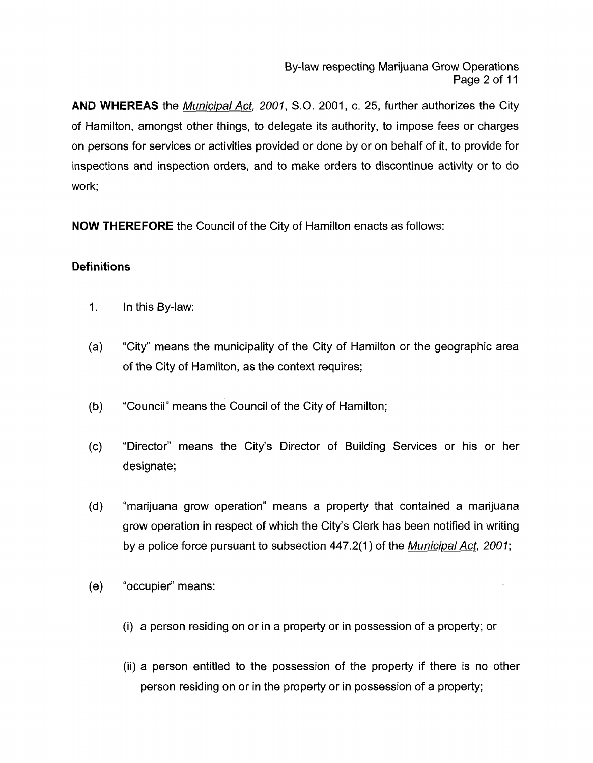**AND WHEREAS** the *Municipal Act, 2001*, S.O. 2001, c. 25, further authorizes the City of Hamilton, amongst other things, to delegate its authority, to impose fees or charges on persons for services or activities provided or done by or on behalf of it, to provide for inspections and inspection orders, and to make orders to discontinue activity or to do work;

**NOW THEREFORE** the Council of the City of Hamilton enacts as follows:

**Definitions**

1. In this By-law:

(a) "City" means the municipality of the City of Hamilton or the geographic area of the City of Hamilton, as the context requires;

(b) "Council" means the Council of the City of Hamilton;

(c) "Director" means the City's Director of Building Services or his or her designate;

(d) "marijuana grow operation" means a property that contained a marijuana grow operation in respect of which the City's Clerk has been notified in writing by a police force pursuant to subsection 447.2(1) of the *Municipal Act, 2001*;

(e) "occupier" means:

   (i) a person residing on or in a property or in possession of a property; or

   (ii) a person entitled to the possession of the property if there is no other person residing on or in the property or in possession of a property;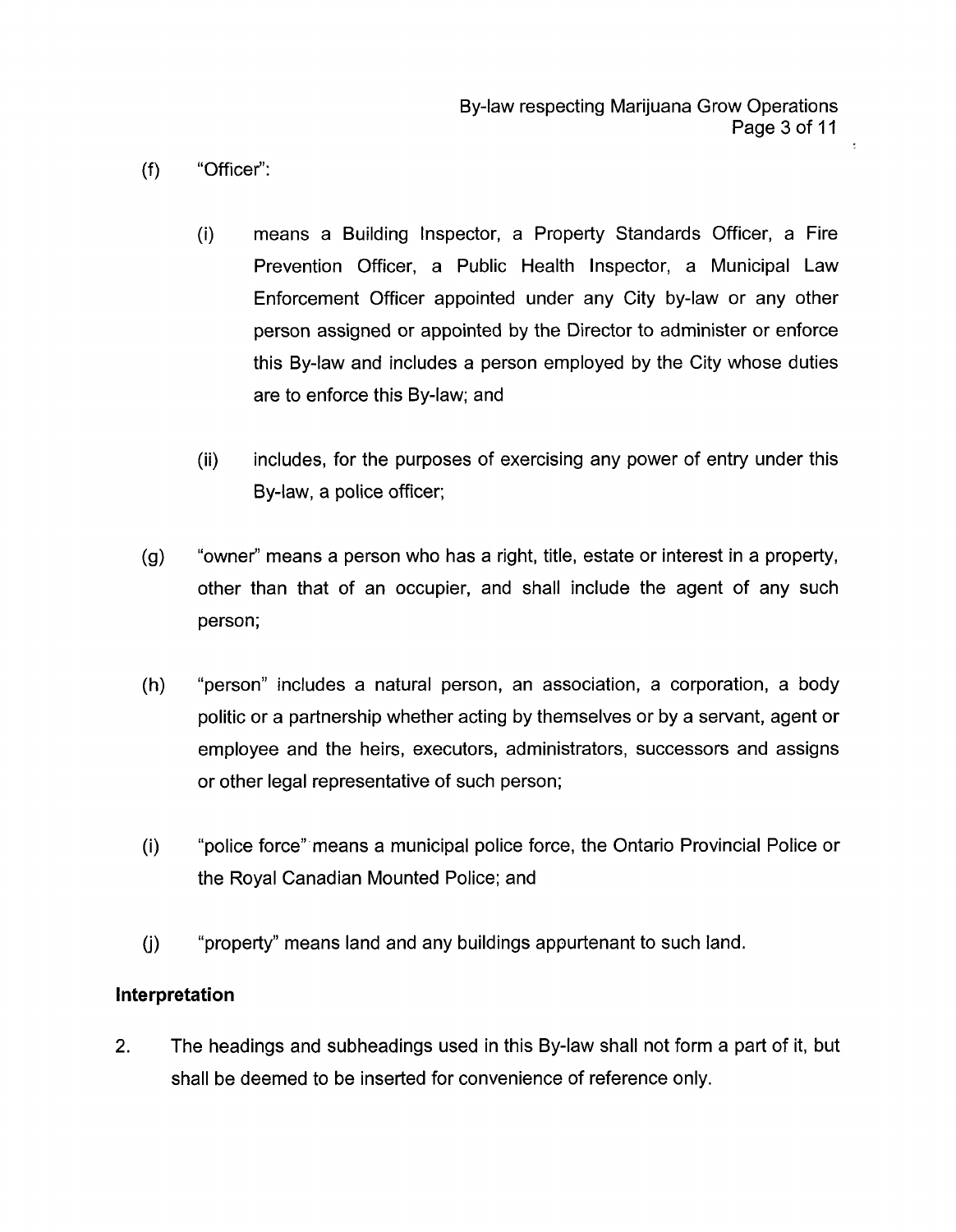(f) "Officer":

  (i) means a Building Inspector, a Property Standards Officer, a Fire Prevention Officer, a Public Health Inspector, a Municipal Law Enforcement Officer appointed under any City by-law or any other person assigned or appointed by the Director to administer or enforce this By-law and includes a person employed by the City whose duties are to enforce this By-law; and

  (ii) includes, for the purposes of exercising any power of entry under this By-law, a police officer;

(g) "owner" means a person who has a right, title, estate or interest in a property, other than that of an occupier, and shall include the agent of any such person;

(h) "person" includes a natural person, an association, a corporation, a body politic or a partnership whether acting by themselves or by a servant, agent or employee and the heirs, executors, administrators, successors and assigns or other legal representative of such person;

(i) "police force" means a municipal police force, the Ontario Provincial Police or the Royal Canadian Mounted Police; and

(j) "property" means land and any buildings appurtenant to such land.

**Interpretation**

2. The headings and subheadings used in this By-law shall not form a part of it, but shall be deemed to be inserted for convenience of reference only.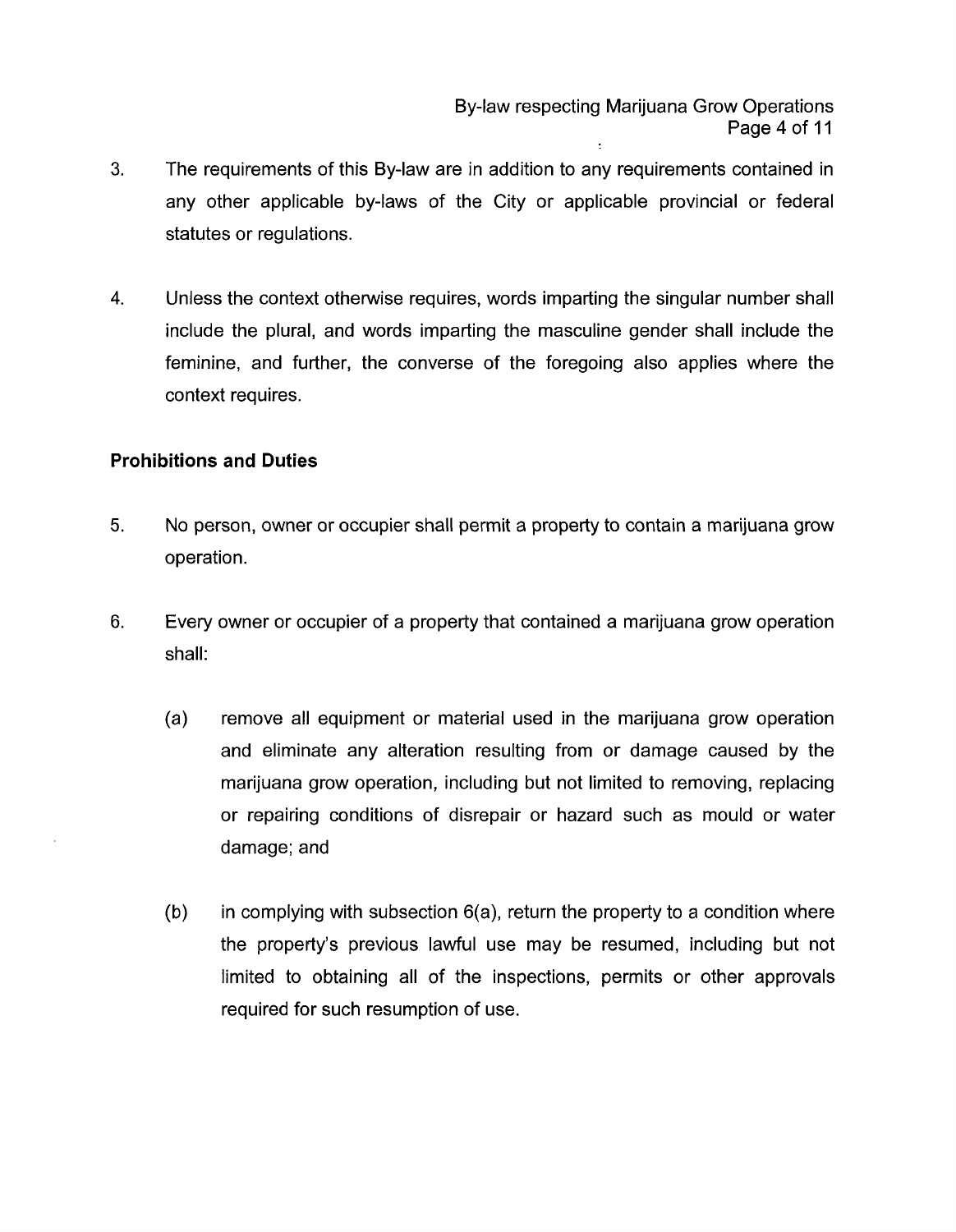3. The requirements of this By-law are in addition to any requirements contained in any other applicable by-laws of the City or applicable provincial or federal statutes or regulations.

4. Unless the context otherwise requires, words imparting the singular number shall include the plural, and words imparting the masculine gender shall include the feminine, and further, the converse of the foregoing also applies where the context requires.

**Prohibitions and Duties**

5. No person, owner or occupier shall permit a property to contain a marijuana grow operation.

6. Every owner or occupier of a property that contained a marijuana grow operation shall:

   (a) remove all equipment or material used in the marijuana grow operation and eliminate any alteration resulting from or damage caused by the marijuana grow operation, including but not limited to removing, replacing or repairing conditions of disrepair or hazard such as mould or water damage; and

   (b) in complying with subsection 6(a), return the property to a condition where the property's previous lawful use may be resumed, including but not limited to obtaining all of the inspections, permits or other approvals required for such resumption of use.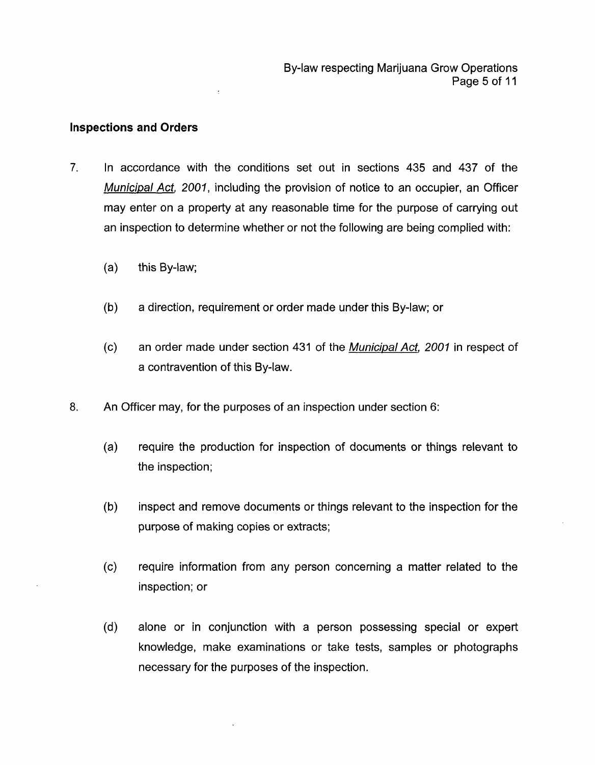### Inspections and Orders

7. In accordance with the conditions set out in sections 435 and 437 of the *Municipal Act, 2001*, including the provision of notice to an occupier, an Officer may enter on a property at any reasonable time for the purpose of carrying out an inspection to determine whether or not the following are being complied with:

   (a) this By-law;

   (b) a direction, requirement or order made under this By-law; or

   (c) an order made under section 431 of the *Municipal Act, 2001* in respect of a contravention of this By-law.

8. An Officer may, for the purposes of an inspection under section 6:

   (a) require the production for inspection of documents or things relevant to the inspection;

   (b) inspect and remove documents or things relevant to the inspection for the purpose of making copies or extracts;

   (c) require information from any person concerning a matter related to the inspection; or

   (d) alone or in conjunction with a person possessing special or expert knowledge, make examinations or take tests, samples or photographs necessary for the purposes of the inspection.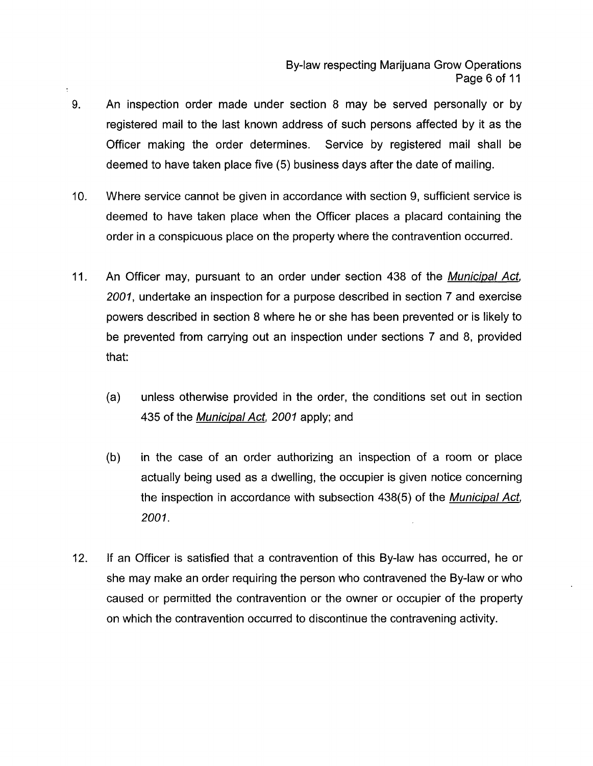9. An inspection order made under section 8 may be served personally or by registered mail to the last known address of such persons affected by it as the Officer making the order determines. Service by registered mail shall be deemed to have taken place five (5) business days after the date of mailing.

10. Where service cannot be given in accordance with section 9, sufficient service is deemed to have taken place when the Officer places a placard containing the order in a conspicuous place on the property where the contravention occurred.

11. An Officer may, pursuant to an order under section 438 of the *Municipal Act, 2001*, undertake an inspection for a purpose described in section 7 and exercise powers described in section 8 where he or she has been prevented or is likely to be prevented from carrying out an inspection under sections 7 and 8, provided that:

    (a) unless otherwise provided in the order, the conditions set out in section 435 of the *Municipal Act, 2001* apply; and

    (b) in the case of an order authorizing an inspection of a room or place actually being used as a dwelling, the occupier is given notice concerning the inspection in accordance with subsection 438(5) of the *Municipal Act, 2001*.

12. If an Officer is satisfied that a contravention of this By-law has occurred, he or she may make an order requiring the person who contravened the By-law or who caused or permitted the contravention or the owner or occupier of the property on which the contravention occurred to discontinue the contravening activity.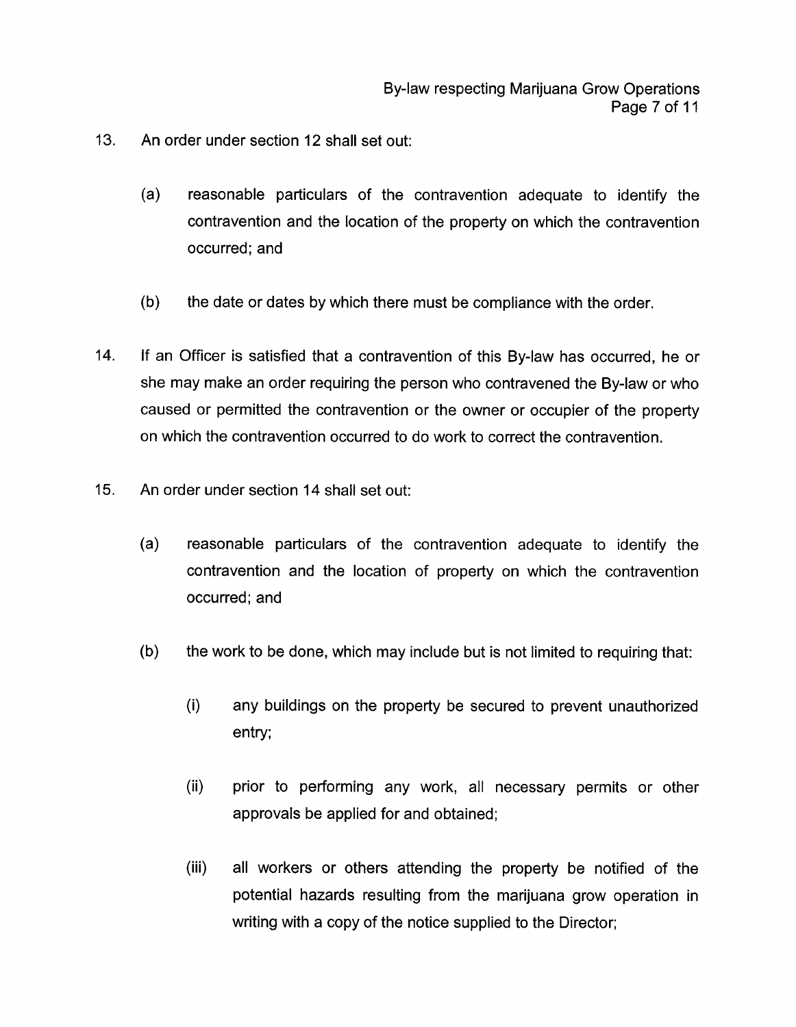13. An order under section 12 shall set out:

    (a) reasonable particulars of the contravention adequate to identify the contravention and the location of the property on which the contravention occurred; and

    (b) the date or dates by which there must be compliance with the order.

14. If an Officer is satisfied that a contravention of this By-law has occurred, he or she may make an order requiring the person who contravened the By-law or who caused or permitted the contravention or the owner or occupier of the property on which the contravention occurred to do work to correct the contravention.

15. An order under section 14 shall set out:

    (a) reasonable particulars of the contravention adequate to identify the contravention and the location of property on which the contravention occurred; and

    (b) the work to be done, which may include but is not limited to requiring that:

        (i) any buildings on the property be secured to prevent unauthorized entry;

        (ii) prior to performing any work, all necessary permits or other approvals be applied for and obtained;

        (iii) all workers or others attending the property be notified of the potential hazards resulting from the marijuana grow operation in writing with a copy of the notice supplied to the Director;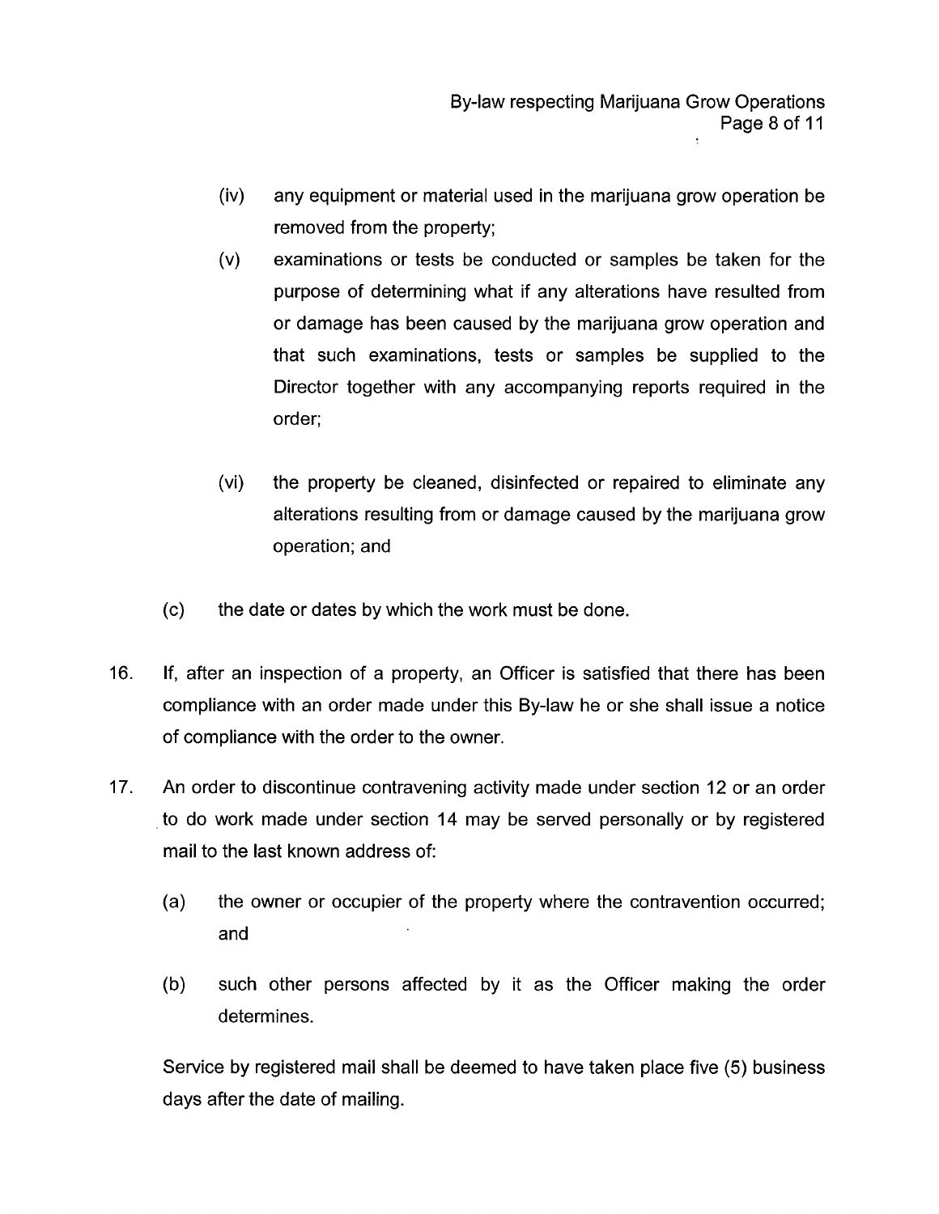(iv) any equipment or material used in the marijuana grow operation be removed from the property;

(v) examinations or tests be conducted or samples be taken for the purpose of determining what if any alterations have resulted from or damage has been caused by the marijuana grow operation and that such examinations, tests or samples be supplied to the Director together with any accompanying reports required in the order;

(vi) the property be cleaned, disinfected or repaired to eliminate any alterations resulting from or damage caused by the marijuana grow operation; and

(c) the date or dates by which the work must be done.

16. If, after an inspection of a property, an Officer is satisfied that there has been compliance with an order made under this By-law he or she shall issue a notice of compliance with the order to the owner.

17. An order to discontinue contravening activity made under section 12 or an order to do work made under section 14 may be served personally or by registered mail to the last known address of:

(a) the owner or occupier of the property where the contravention occurred; and

(b) such other persons affected by it as the Officer making the order determines.

Service by registered mail shall be deemed to have taken place five (5) business days after the date of mailing.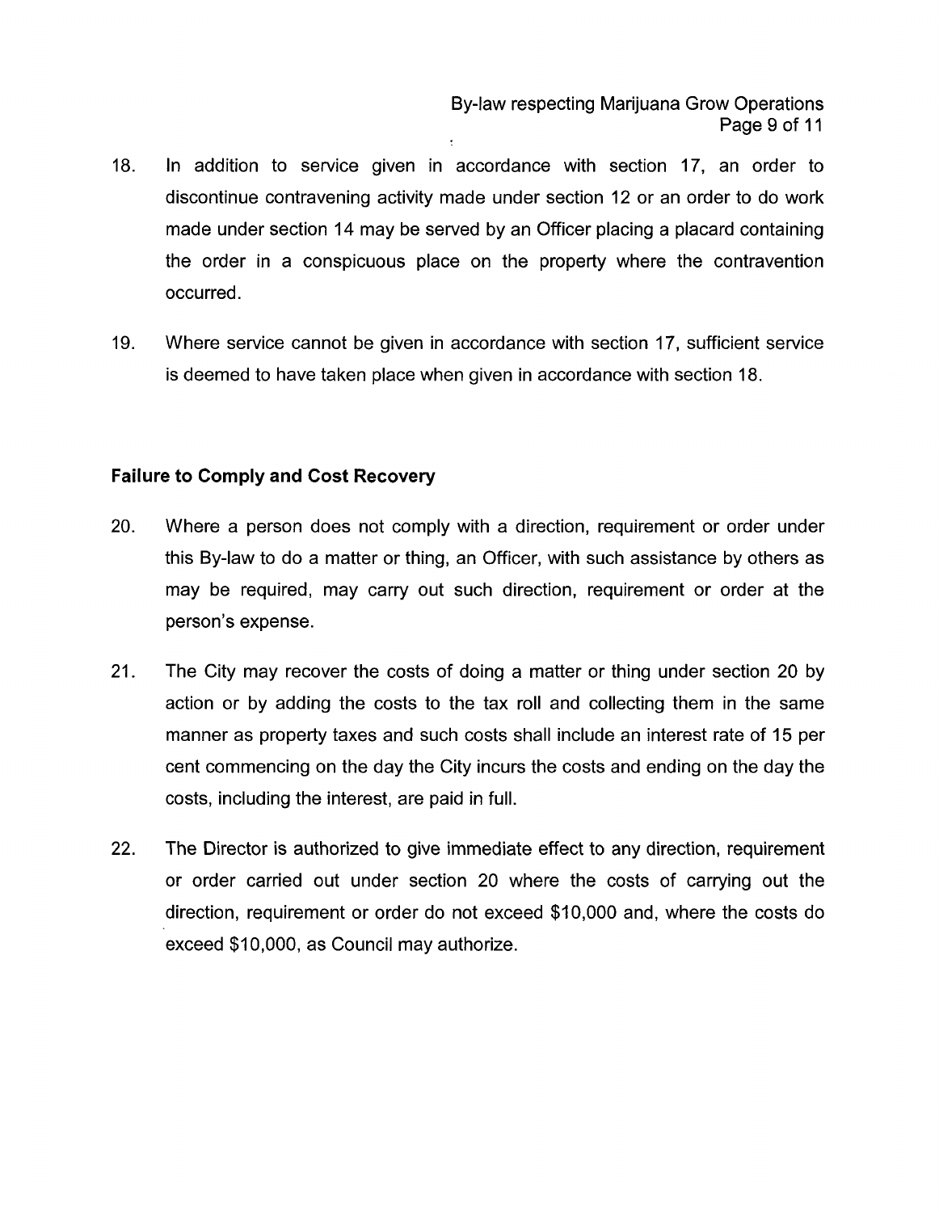18. In addition to service given in accordance with section 17, an order to discontinue contravening activity made under section 12 or an order to do work made under section 14 may be served by an Officer placing a placard containing the order in a conspicuous place on the property where the contravention occurred.

19. Where service cannot be given in accordance with section 17, sufficient service is deemed to have taken place when given in accordance with section 18.

**Failure to Comply and Cost Recovery**

20. Where a person does not comply with a direction, requirement or order under this By-law to do a matter or thing, an Officer, with such assistance by others as may be required, may carry out such direction, requirement or order at the person's expense.

21. The City may recover the costs of doing a matter or thing under section 20 by action or by adding the costs to the tax roll and collecting them in the same manner as property taxes and such costs shall include an interest rate of 15 per cent commencing on the day the City incurs the costs and ending on the day the costs, including the interest, are paid in full.

22. The Director is authorized to give immediate effect to any direction, requirement or order carried out under section 20 where the costs of carrying out the direction, requirement or order do not exceed $10,000 and, where the costs do exceed $10,000, as Council may authorize.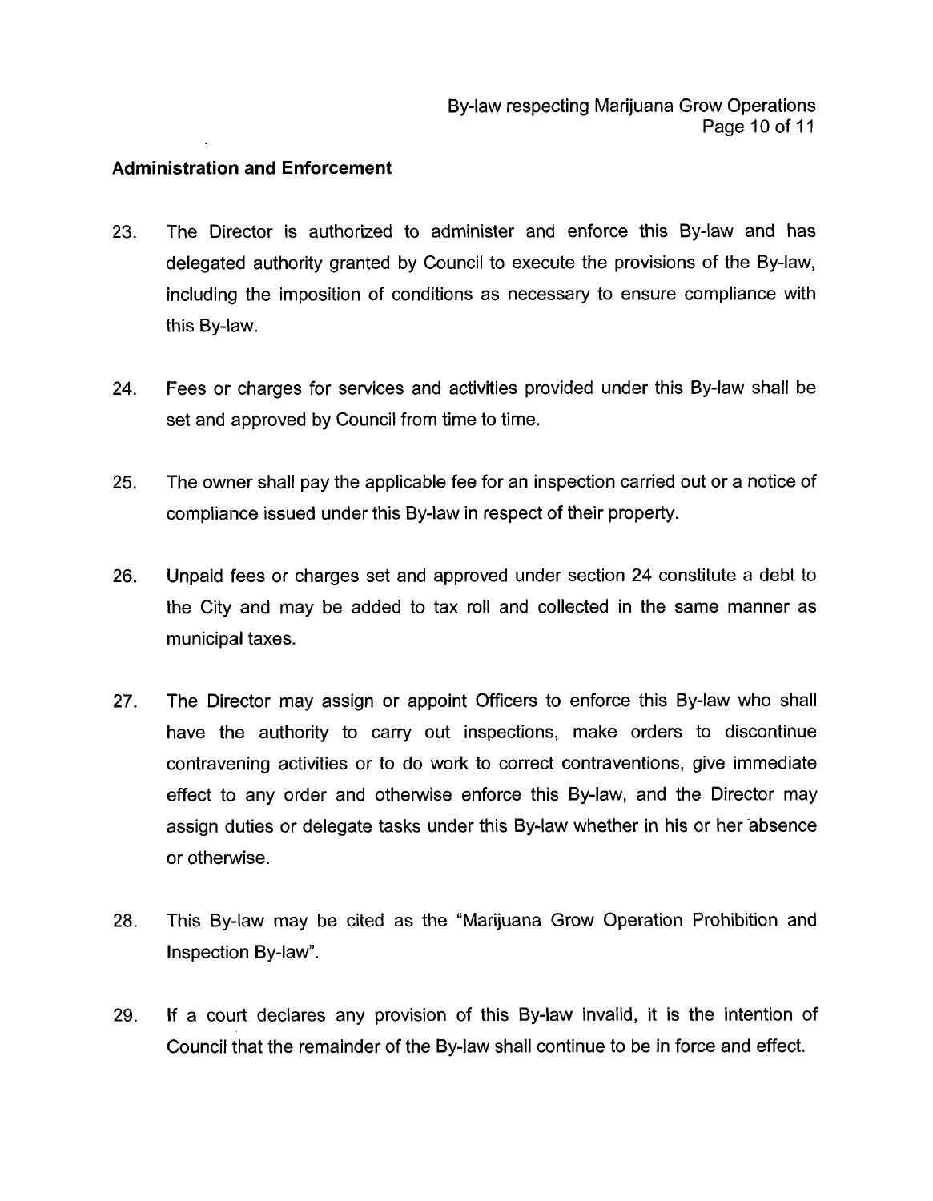### Administration and Enforcement

23. The Director is authorized to administer and enforce this By-law and has delegated authority granted by Council to execute the provisions of the By-law, including the imposition of conditions as necessary to ensure compliance with this By-law.

24. Fees or charges for services and activities provided under this By-law shall be set and approved by Council from time to time.

25. The owner shall pay the applicable fee for an inspection carried out or a notice of compliance issued under this By-law in respect of their property.

26. Unpaid fees or charges set and approved under section 24 constitute a debt to the City and may be added to tax roll and collected in the same manner as municipal taxes.

27. The Director may assign or appoint Officers to enforce this By-law who shall have the authority to carry out inspections, make orders to discontinue contravening activities or to do work to correct contraventions, give immediate effect to any order and otherwise enforce this By-law, and the Director may assign duties or delegate tasks under this By-law whether in his or her absence or otherwise.

28. This By-law may be cited as the "Marijuana Grow Operation Prohibition and Inspection By-law".

29. If a court declares any provision of this By-law invalid, it is the intention of Council that the remainder of the By-law shall continue to be in force and effect.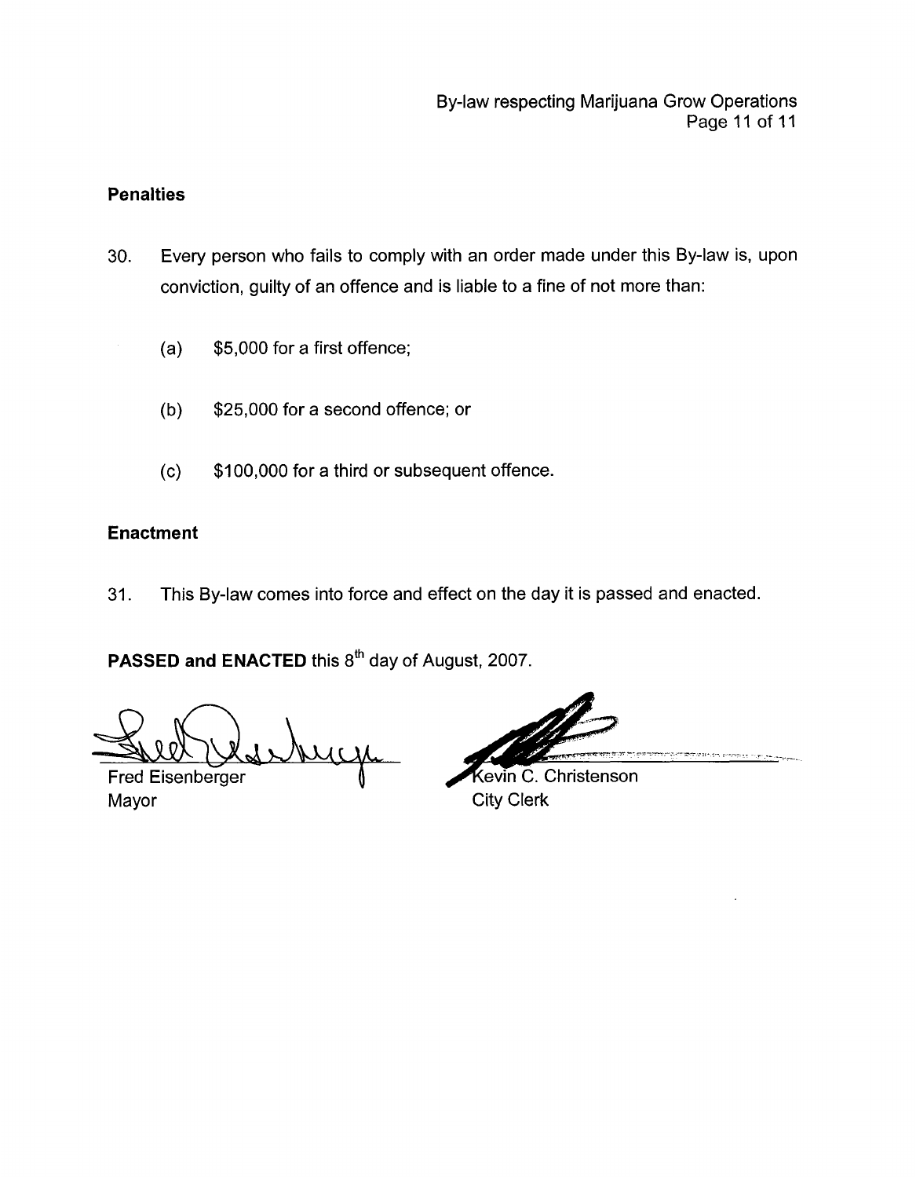## Penalties

30. Every person who fails to comply with an order made under this By-law is, upon conviction, guilty of an offence and is liable to a fine of not more than:

    (a) $5,000 for a first offence;

    (b) $25,000 for a second offence; or

    (c) $100,000 for a third or subsequent offence.

## Enactment

31. This By-law comes into force and effect on the day it is passed and enacted.

**PASSED and ENACTED** this 8th day of August, 2007.

Fred Eisenberger
Mayor

Kevin C. Christenson
City Clerk